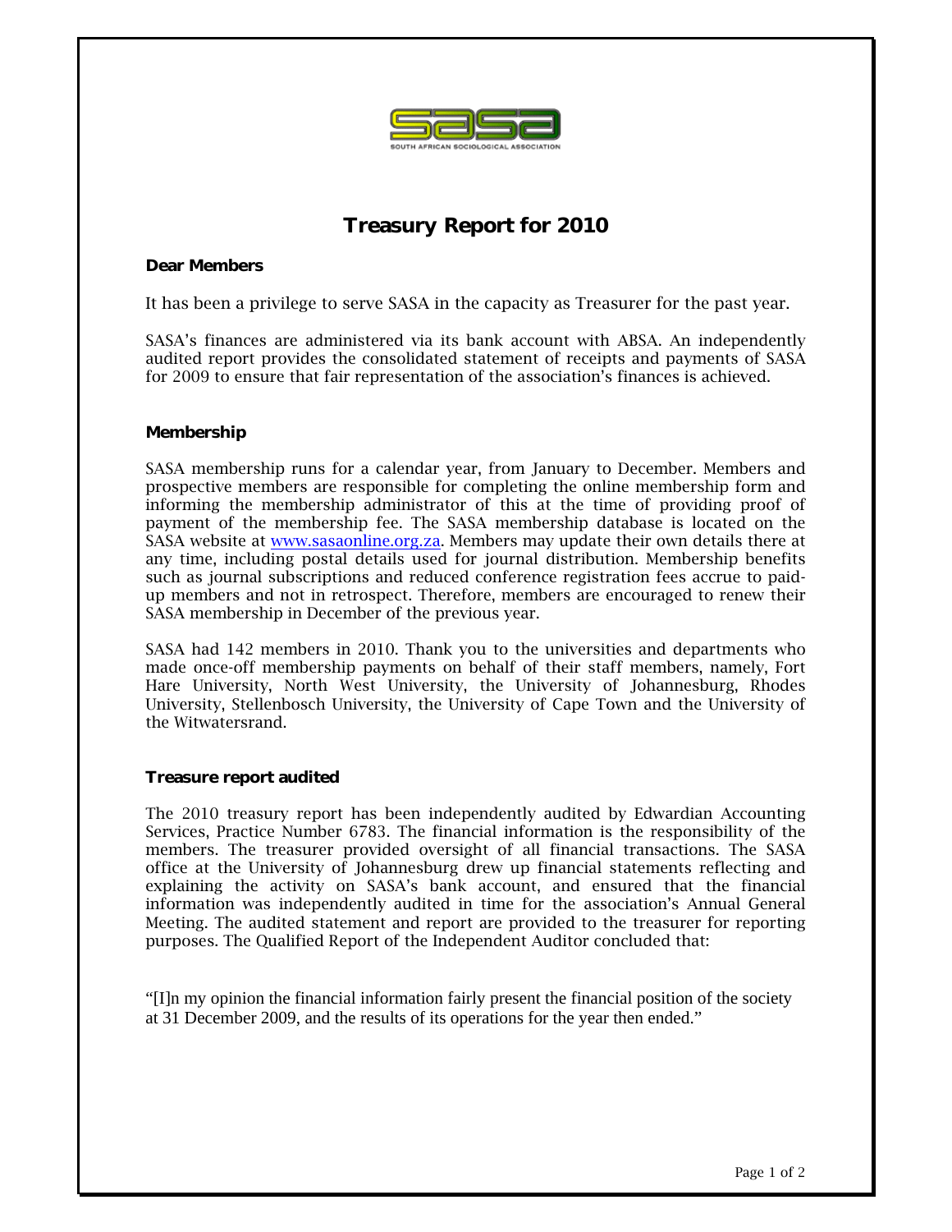# Treasury Report for 2010

**Dear Members**

It has been a privilege to serve SASA in the capacity as Treasurer for the past year.

SASA's finances are administered via its bank account with ABSA. An independently audited report provides the consolidated statement of receipts and payments of SASA for 2009 to ensure that fair representation of the association's finances is achieved.

## Membership

SASA membership runs for a calendar year, from January to December. Members and prospective members are responsible for completing the online membership form and informing the membership administrator of this at the time of providing proof of payment of the membership fee. The SASA membership database is located on the SASA website at www.sasaonline.org.za. Members may update their own details there at any time, including postal details used for journal distribution. Membership benefits such as journal subscriptions and reduced conference registration fees accrue to paid-up members and not in retrospect. Therefore, members are encouraged to renew their SASA membership in December of the previous year.

SASA had 142 members in 2010. Thank you to the universities and departments who made once-off membership payments on behalf of their staff members, namely, Fort Hare University, North West University, the University of Johannesburg, Rhodes University, Stellenbosch University, the University of Cape Town and the University of the Witwatersrand.

## Treasure report audited

The 2010 treasury report has been independently audited by Edwardian Accounting Services, Practice Number 6783. The financial information is the responsibility of the members. The treasurer provided oversight of all financial transactions. The SASA office at the University of Johannesburg drew up financial statements reflecting and explaining the activity on SASA's bank account, and ensured that the financial information was independently audited in time for the association's Annual General Meeting. The audited statement and report are provided to the treasurer for reporting purposes. The Qualified Report of the Independent Auditor concluded that:

"[I]n my opinion the financial information fairly present the financial position of the society at 31 December 2009, and the results of its operations for the year then ended."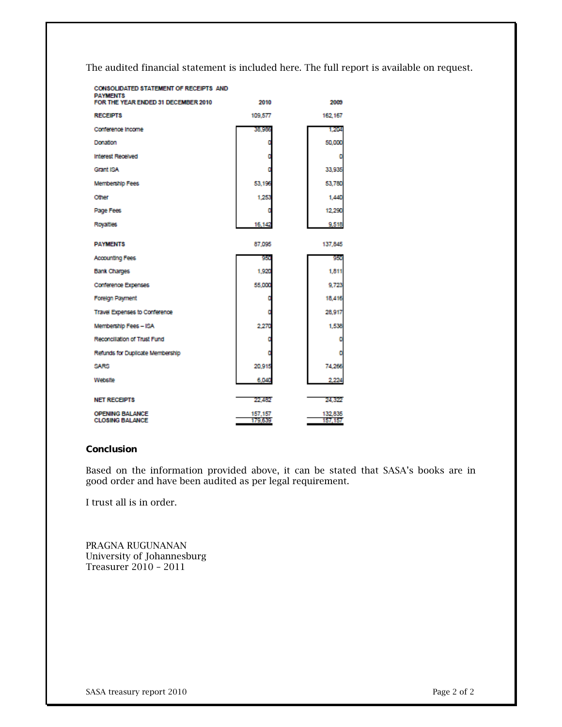The audited financial statement is included here. The full report is available on request.

| CONSOLIDATED STATEMENT OF RECEIPTS AND PAYMENTS FOR THE YEAR ENDED 31 DECEMBER 2010 | 2010 | 2009 |
|---|---|---|
| **RECEIPTS** | 109,577 | 162,167 |
| Conference Income | 38,986 | 1,204 |
| Donation | 0 | 50,000 |
| Interest Received | 0 | 0 |
| Grant ISA | 0 | 33,935 |
| Membership Fees | 53,196 | 53,780 |
| Other | 1,253 | 1,440 |
| Page Fees | 0 | 12,290 |
| Royalties | 16,142 | 9,518 |
| **PAYMENTS** | 87,095 | 137,845 |
| Accounting Fees | 950 | 950 |
| Bank Charges | 1,920 | 1,811 |
| Conference Expenses | 55,000 | 9,723 |
| Foreign Payment | 0 | 18,416 |
| Travel Expenses to Conference | 0 | 28,917 |
| Membership Fees – ISA | 2,270 | 1,538 |
| Reconciliation of Trust Fund | 0 | 0 |
| Refunds for Duplicate Membership | 0 | 0 |
| SARS | 20,915 | 74,266 |
| Website | 6,040 | 2,224 |
| **NET RECEIPTS** | 22,482 | 24,322 |
| **OPENING BALANCE** | 157,157 | 132,835 |
| **CLOSING BALANCE** | 179,639 | 157,157 |

**Conclusion**

Based on the information provided above, it can be stated that SASA's books are in good order and have been audited as per legal requirement.

I trust all is in order.

PRAGNA RUGUNANAN
University of Johannesburg
Treasurer 2010 – 2011